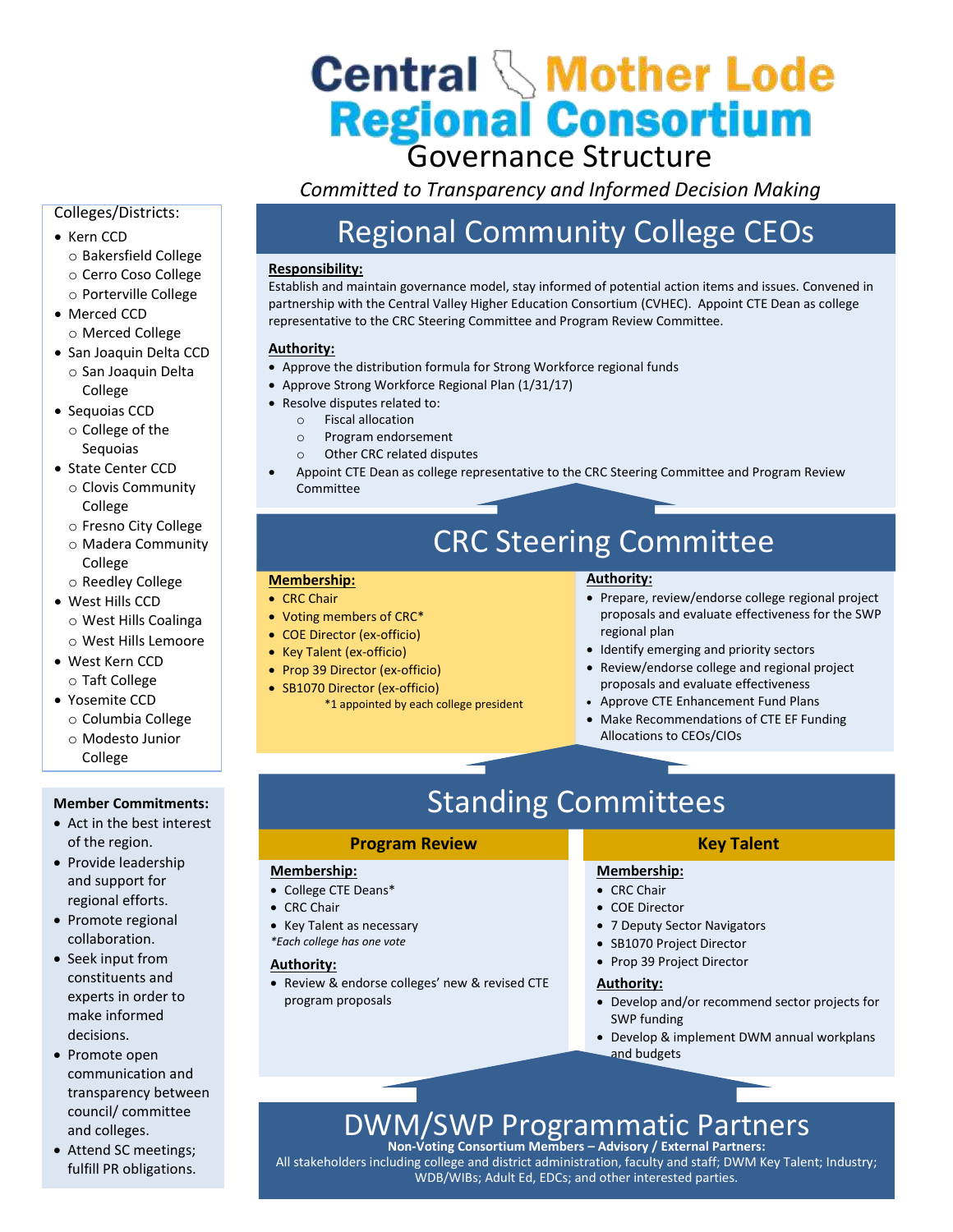# Central Mother Lode Regional Consortium

## Governance Structure

*Committed to Transparency and Informed Decision Making*

## Regional Community College CEOs

**Responsibility:**

Establish and maintain governance model, stay informed of potential action items and issues. Convened in partnership with the Central Valley Higher Education Consortium (CVHEC). Appoint CTE Dean as college representative to the CRC Steering Committee and Program Review Committee.

**Authority:**

- Approve the distribution formula for Strong Workforce regional funds
- Approve Strong Workforce Regional Plan (1/31/17)
- Resolve disputes related to:
  - Fiscal allocation
  - Program endorsement
  - Other CRC related disputes
- Appoint CTE Dean as college representative to the CRC Steering Committee and Program Review Committee

## CRC Steering Committee

**Membership:**

- CRC Chair
- Voting members of CRC*
- COE Director (ex-officio)
- Key Talent (ex-officio)
- Prop 39 Director (ex-officio)
- SB1070 Director (ex-officio)

*1 appointed by each college president

**Authority:**

- Prepare, review/endorse college regional project proposals and evaluate effectiveness for the SWP regional plan
- Identify emerging and priority sectors
- Review/endorse college and regional project proposals and evaluate effectiveness
- Approve CTE Enhancement Fund Plans
- Make Recommendations of CTE EF Funding Allocations to CEOs/CIOs

## Standing Committees

### Program Review

**Membership:**

- College CTE Deans*
- CRC Chair
- Key Talent as necessary

*\*Each college has one vote*

**Authority:**

- Review & endorse colleges' new & revised CTE program proposals

### Key Talent

**Membership:**

- CRC Chair
- COE Director
- 7 Deputy Sector Navigators
- SB1070 Project Director
- Prop 39 Project Director

**Authority:**

- Develop and/or recommend sector projects for SWP funding
- Develop & implement DWM annual workplans and budgets

## DWM/SWP Programmatic Partners

**Non-Voting Consortium Members – Advisory / External Partners:**

All stakeholders including college and district administration, faculty and staff; DWM Key Talent; Industry; WDB/WIBs; Adult Ed, EDCs; and other interested parties.

---

Colleges/Districts:

- Kern CCD
  - Bakersfield College
  - Cerro Coso College
  - Porterville College
- Merced CCD
  - Merced College
- San Joaquin Delta CCD
  - San Joaquin Delta College
- Sequoias CCD
  - College of the Sequoias
- State Center CCD
  - Clovis Community College
  - Fresno City College
  - Madera Community College
  - Reedley College
- West Hills CCD
  - West Hills Coalinga
  - West Hills Lemoore
- West Kern CCD
  - Taft College
- Yosemite CCD
  - Columbia College
  - Modesto Junior College

**Member Commitments:**

- Act in the best interest of the region.
- Provide leadership and support for regional efforts.
- Promote regional collaboration.
- Seek input from constituents and experts in order to make informed decisions.
- Promote open communication and transparency between council/ committee and colleges.
- Attend SC meetings; fulfill PR obligations.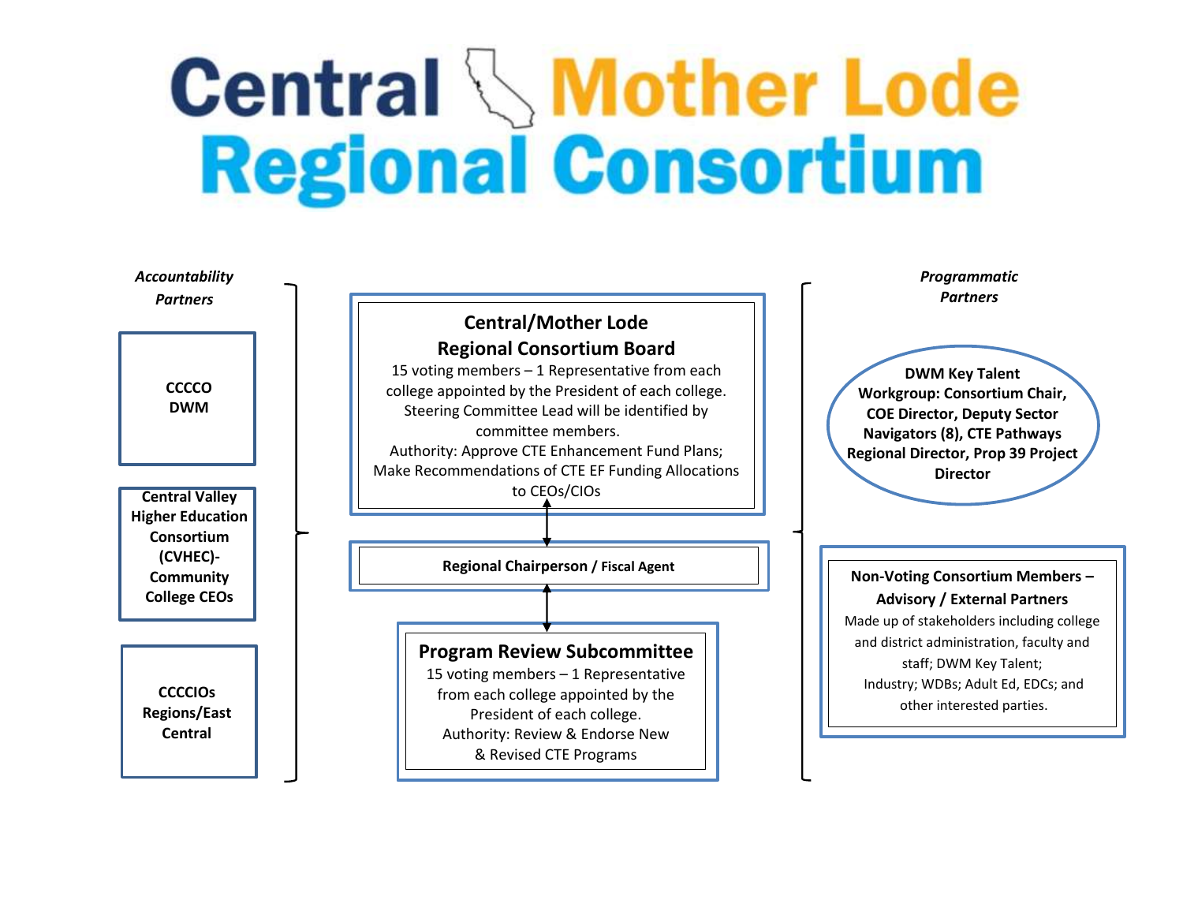# Central Mother Lode Regional Consortium

*Accountability Partners*

**CCCCO DWM**

**Central Valley Higher Education Consortium (CVHEC)- Community College CEOs**

**CCCCIOs Regions/East Central**

## Central/Mother Lode Regional Consortium Board

15 voting members – 1 Representative from each college appointed by the President of each college. Steering Committee Lead will be identified by committee members.

Authority: Approve CTE Enhancement Fund Plans; Make Recommendations of CTE EF Funding Allocations to CEOs/CIOs

**Regional Chairperson / Fiscal Agent**

## Program Review Subcommittee

15 voting members – 1 Representative from each college appointed by the President of each college.

Authority: Review & Endorse New & Revised CTE Programs

*Programmatic Partners*

**DWM Key Talent Workgroup: Consortium Chair, COE Director, Deputy Sector Navigators (8), CTE Pathways Regional Director, Prop 39 Project Director**

**Non-Voting Consortium Members – Advisory / External Partners**

Made up of stakeholders including college and district administration, faculty and staff; DWM Key Talent; Industry; WDBs; Adult Ed, EDCs; and other interested parties.